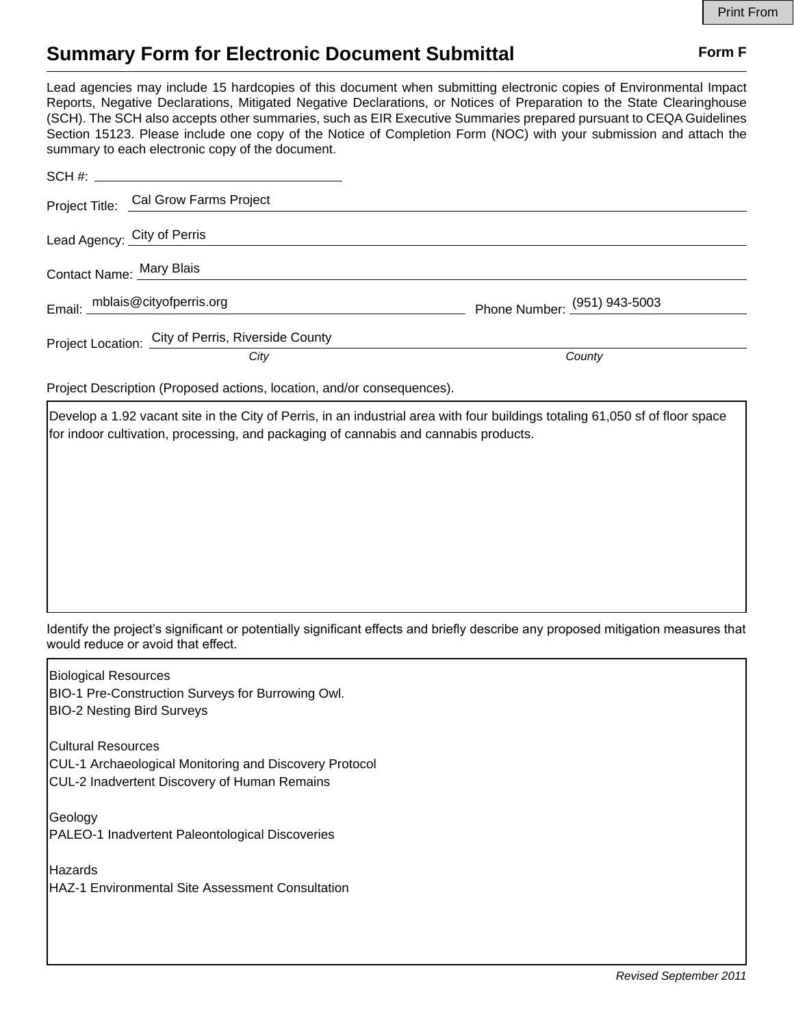Print From

# Summary Form for Electronic Document Submittal

**Form F**

Lead agencies may include 15 hardcopies of this document when submitting electronic copies of Environmental Impact Reports, Negative Declarations, Mitigated Negative Declarations, or Notices of Preparation to the State Clearinghouse (SCH). The SCH also accepts other summaries, such as EIR Executive Summaries prepared pursuant to CEQA Guidelines Section 15123. Please include one copy of the Notice of Completion Form (NOC) with your submission and attach the summary to each electronic copy of the document.

SCH #:

Project Title: Cal Grow Farms Project

Lead Agency: City of Perris

Contact Name: Mary Blais

Email: mblais@cityofperris.org

Phone Number: (951) 943-5003

Project Location: City of Perris, Riverside County

*City* *County*

Project Description (Proposed actions, location, and/or consequences).

Develop a 1.92 vacant site in the City of Perris, in an industrial area with four buildings totaling 61,050 sf of floor space for indoor cultivation, processing, and packaging of cannabis and cannabis products.

Identify the project's significant or potentially significant effects and briefly describe any proposed mitigation measures that would reduce or avoid that effect.

Biological Resources
BIO-1 Pre-Construction Surveys for Burrowing Owl.
BIO-2 Nesting Bird Surveys

Cultural Resources
CUL-1 Archaeological Monitoring and Discovery Protocol
CUL-2 Inadvertent Discovery of Human Remains

Geology
PALEO-1 Inadvertent Paleontological Discoveries

Hazards
HAZ-1 Environmental Site Assessment Consultation

*Revised September 2011*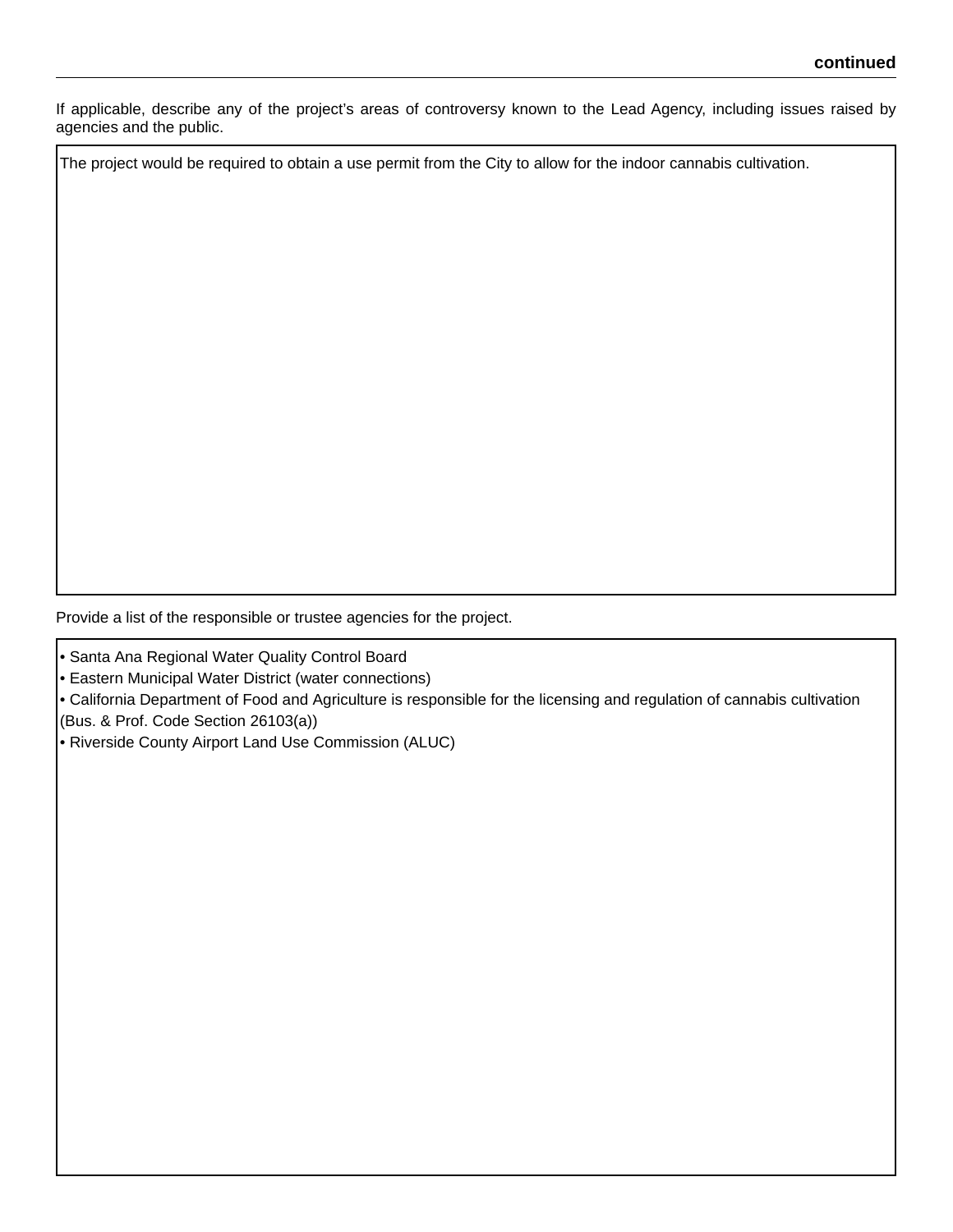**continued**

If applicable, describe any of the project's areas of controversy known to the Lead Agency, including issues raised by agencies and the public.

The project would be required to obtain a use permit from the City to allow for the indoor cannabis cultivation.

Provide a list of the responsible or trustee agencies for the project.

- Santa Ana Regional Water Quality Control Board
- Eastern Municipal Water District (water connections)
- California Department of Food and Agriculture is responsible for the licensing and regulation of cannabis cultivation (Bus. & Prof. Code Section 26103(a))
- Riverside County Airport Land Use Commission (ALUC)